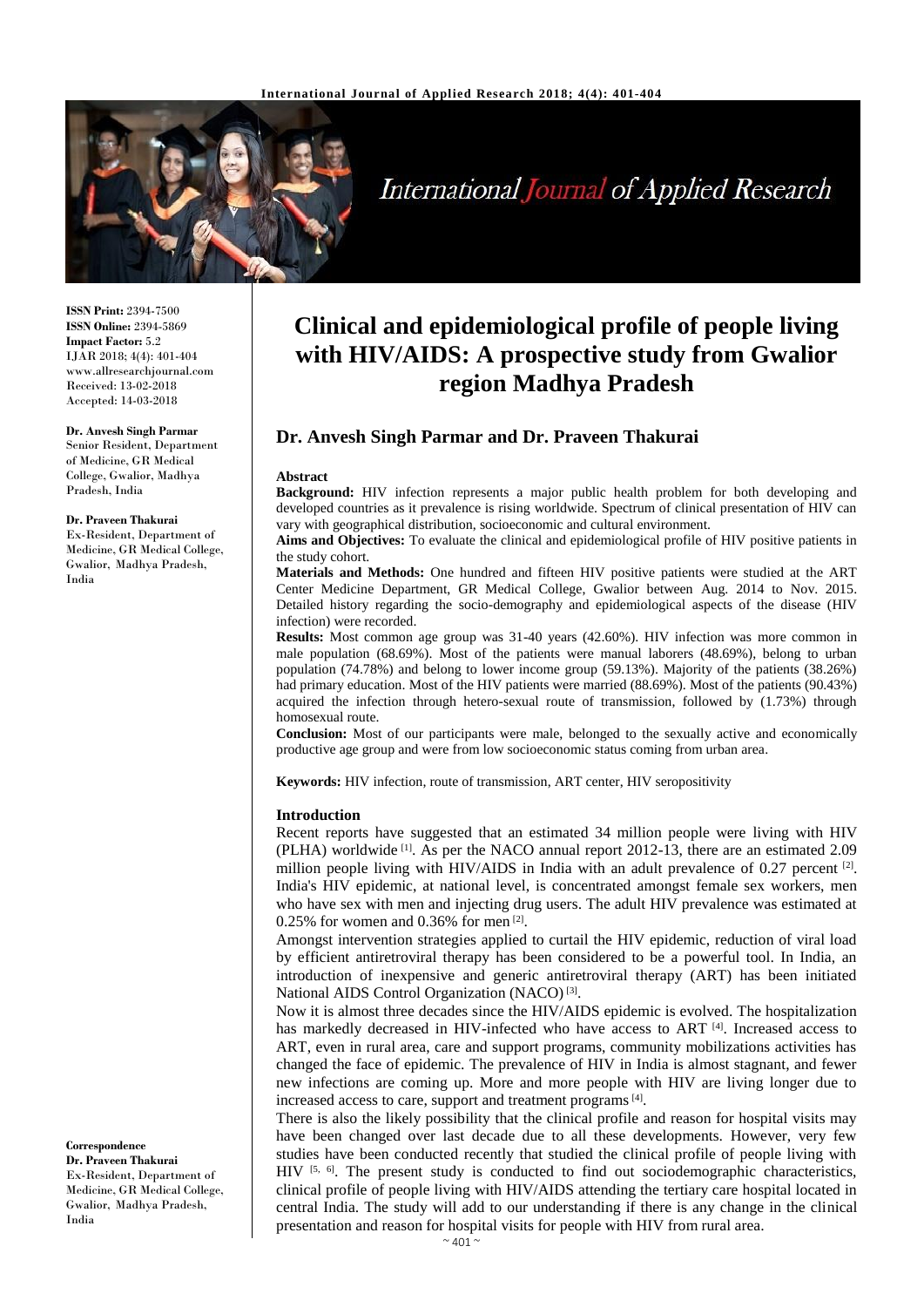# Clinical and epidemiological profile of people living with HIV/AIDS: A prospective study from Gwalior region Madhya Pradesh

**Dr. Anvesh Singh Parmar and Dr. Praveen Thakurai**

**ISSN Print:** 2394-7500
**ISSN Online:** 2394-5869
**Impact Factor:** 5.2
IJAR 2018; 4(4): 401-404
www.allresearchjournal.com
Received: 13-02-2018
Accepted: 14-03-2018

**Dr. Anvesh Singh Parmar**
Senior Resident, Department of Medicine, GR Medical College, Gwalior, Madhya Pradesh, India

**Dr. Praveen Thakurai**
Ex-Resident, Department of Medicine, GR Medical College, Gwalior, Madhya Pradesh, India

**Correspondence**
**Dr. Praveen Thakurai**
Ex-Resident, Department of Medicine, GR Medical College, Gwalior, Madhya Pradesh, India

## Abstract

**Background:** HIV infection represents a major public health problem for both developing and developed countries as it prevalence is rising worldwide. Spectrum of clinical presentation of HIV can vary with geographical distribution, socioeconomic and cultural environment.

**Aims and Objectives:** To evaluate the clinical and epidemiological profile of HIV positive patients in the study cohort.

**Materials and Methods:** One hundred and fifteen HIV positive patients were studied at the ART Center Medicine Department, GR Medical College, Gwalior between Aug. 2014 to Nov. 2015. Detailed history regarding the socio-demography and epidemiological aspects of the disease (HIV infection) were recorded.

**Results:** Most common age group was 31-40 years (42.60%). HIV infection was more common in male population (68.69%). Most of the patients were manual laborers (48.69%), belong to urban population (74.78%) and belong to lower income group (59.13%). Majority of the patients (38.26%) had primary education. Most of the HIV patients were married (88.69%). Most of the patients (90.43%) acquired the infection through hetero-sexual route of transmission, followed by (1.73%) through homosexual route.

**Conclusion:** Most of our participants were male, belonged to the sexually active and economically productive age group and were from low socioeconomic status coming from urban area.

**Keywords:** HIV infection, route of transmission, ART center, HIV seropositivity

## Introduction

Recent reports have suggested that an estimated 34 million people were living with HIV (PLHA) worldwide [1]. As per the NACO annual report 2012-13, there are an estimated 2.09 million people living with HIV/AIDS in India with an adult prevalence of 0.27 percent [2]. India's HIV epidemic, at national level, is concentrated amongst female sex workers, men who have sex with men and injecting drug users. The adult HIV prevalence was estimated at 0.25% for women and 0.36% for men [2].

Amongst intervention strategies applied to curtail the HIV epidemic, reduction of viral load by efficient antiretroviral therapy has been considered to be a powerful tool. In India, an introduction of inexpensive and generic antiretroviral therapy (ART) has been initiated National AIDS Control Organization (NACO) [3].

Now it is almost three decades since the HIV/AIDS epidemic is evolved. The hospitalization has markedly decreased in HIV-infected who have access to ART [4]. Increased access to ART, even in rural area, care and support programs, community mobilizations activities has changed the face of epidemic. The prevalence of HIV in India is almost stagnant, and fewer new infections are coming up. More and more people with HIV are living longer due to increased access to care, support and treatment programs [4].

There is also the likely possibility that the clinical profile and reason for hospital visits may have been changed over last decade due to all these developments. However, very few studies have been conducted recently that studied the clinical profile of people living with HIV [5, 6]. The present study is conducted to find out sociodemographic characteristics, clinical profile of people living with HIV/AIDS attending the tertiary care hospital located in central India. The study will add to our understanding if there is any change in the clinical presentation and reason for hospital visits for people with HIV from rural area.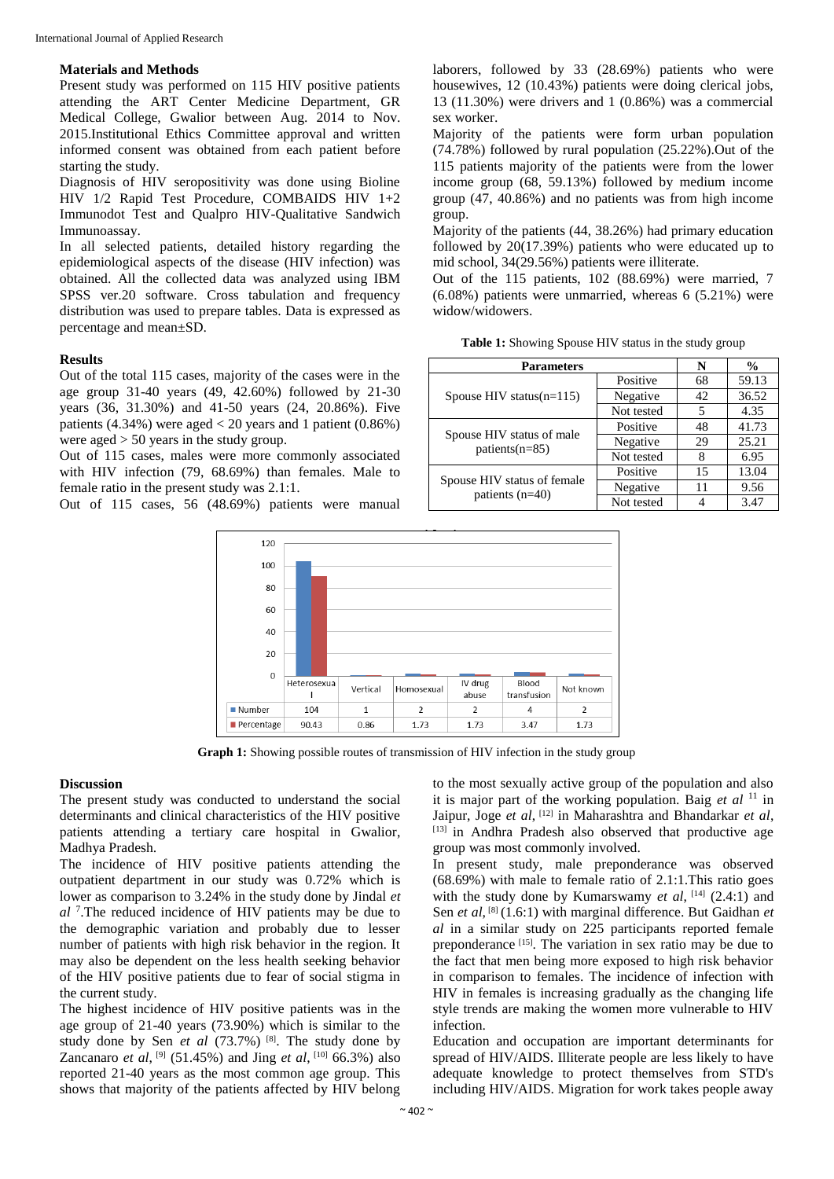## Materials and Methods

Present study was performed on 115 HIV positive patients attending the ART Center Medicine Department, GR Medical College, Gwalior between Aug. 2014 to Nov. 2015.Institutional Ethics Committee approval and written informed consent was obtained from each patient before starting the study.

Diagnosis of HIV seropositivity was done using Bioline HIV 1/2 Rapid Test Procedure, COMBAIDS HIV 1+2 Immunodot Test and Qualpro HIV-Qualitative Sandwich Immunoassay.

In all selected patients, detailed history regarding the epidemiological aspects of the disease (HIV infection) was obtained. All the collected data was analyzed using IBM SPSS ver.20 software. Cross tabulation and frequency distribution was used to prepare tables. Data is expressed as percentage and mean±SD.

## Results

Out of the total 115 cases, majority of the cases were in the age group 31-40 years (49, 42.60%) followed by 21-30 years (36, 31.30%) and 41-50 years (24, 20.86%). Five patients (4.34%) were aged < 20 years and 1 patient (0.86%) were aged > 50 years in the study group.

Out of 115 cases, males were more commonly associated with HIV infection (79, 68.69%) than females. Male to female ratio in the present study was 2.1:1.

Out of 115 cases, 56 (48.69%) patients were manual laborers, followed by 33 (28.69%) patients who were housewives, 12 (10.43%) patients were doing clerical jobs, 13 (11.30%) were drivers and 1 (0.86%) was a commercial sex worker.

Majority of the patients were form urban population (74.78%) followed by rural population (25.22%).Out of the 115 patients majority of the patients were from the lower income group (68, 59.13%) followed by medium income group (47, 40.86%) and no patients was from high income group.

Majority of the patients (44, 38.26%) had primary education followed by 20(17.39%) patients who were educated up to mid school, 34(29.56%) patients were illiterate.

Out of the 115 patients, 102 (88.69%) were married, 7 (6.08%) patients were unmarried, whereas 6 (5.21%) were widow/widowers.

**Table 1:** Showing Spouse HIV status in the study group

| Parameters | | N | % |
|---|---|---|---|
| Spouse HIV status(n=115) | Positive | 68 | 59.13 |
| | Negative | 42 | 36.52 |
| | Not tested | 5 | 4.35 |
| Spouse HIV status of male patients(n=85) | Positive | 48 | 41.73 |
| | Negative | 29 | 25.21 |
| | Not tested | 8 | 6.95 |
| Spouse HIV status of female patients (n=40) | Positive | 15 | 13.04 |
| | Negative | 11 | 9.56 |
| | Not tested | 4 | 3.47 |

| | Heterosexual | Vertical | Homosexual | IV drug abuse | Blood transfusion | Not known |
|---|---|---|---|---|---|---|
| Number | 104 | 1 | 2 | 2 | 4 | 2 |
| Percentage | 90.43 | 0.86 | 1.73 | 1.73 | 3.47 | 1.73 |

**Graph 1:** Showing possible routes of transmission of HIV infection in the study group

## Discussion

The present study was conducted to understand the social determinants and clinical characteristics of the HIV positive patients attending a tertiary care hospital in Gwalior, Madhya Pradesh.

The incidence of HIV positive patients attending the outpatient department in our study was 0.72% which is lower as comparison to 3.24% in the study done by Jindal *et al* [7].The reduced incidence of HIV patients may be due to the demographic variation and probably due to lesser number of patients with high risk behavior in the region. It may also be dependent on the less health seeking behavior of the HIV positive patients due to fear of social stigma in the current study.

The highest incidence of HIV positive patients was in the age group of 21-40 years (73.90%) which is similar to the study done by Sen *et al* (73.7%) [8]. The study done by Zancanaro *et al*, [9] (51.45%) and Jing *et al*, [10] 66.3%) also reported 21-40 years as the most common age group. This shows that majority of the patients affected by HIV belong to the most sexually active group of the population and also it is major part of the working population. Baig *et al* [11] in Jaipur, Joge *et al*, [12] in Maharashtra and Bhandarkar *et al*, [13] in Andhra Pradesh also observed that productive age group was most commonly involved.

In present study, male preponderance was observed (68.69%) with male to female ratio of 2.1:1.This ratio goes with the study done by Kumarswamy *et al*, [14] (2.4:1) and Sen *et al*, [8] (1.6:1) with marginal difference. But Gaidhan *et al* in a similar study on 225 participants reported female preponderance [15]. The variation in sex ratio may be due to the fact that men being more exposed to high risk behavior in comparison to females. The incidence of infection with HIV in females is increasing gradually as the changing life style trends are making the women more vulnerable to HIV infection.

Education and occupation are important determinants for spread of HIV/AIDS. Illiterate people are less likely to have adequate knowledge to protect themselves from STD's including HIV/AIDS. Migration for work takes people away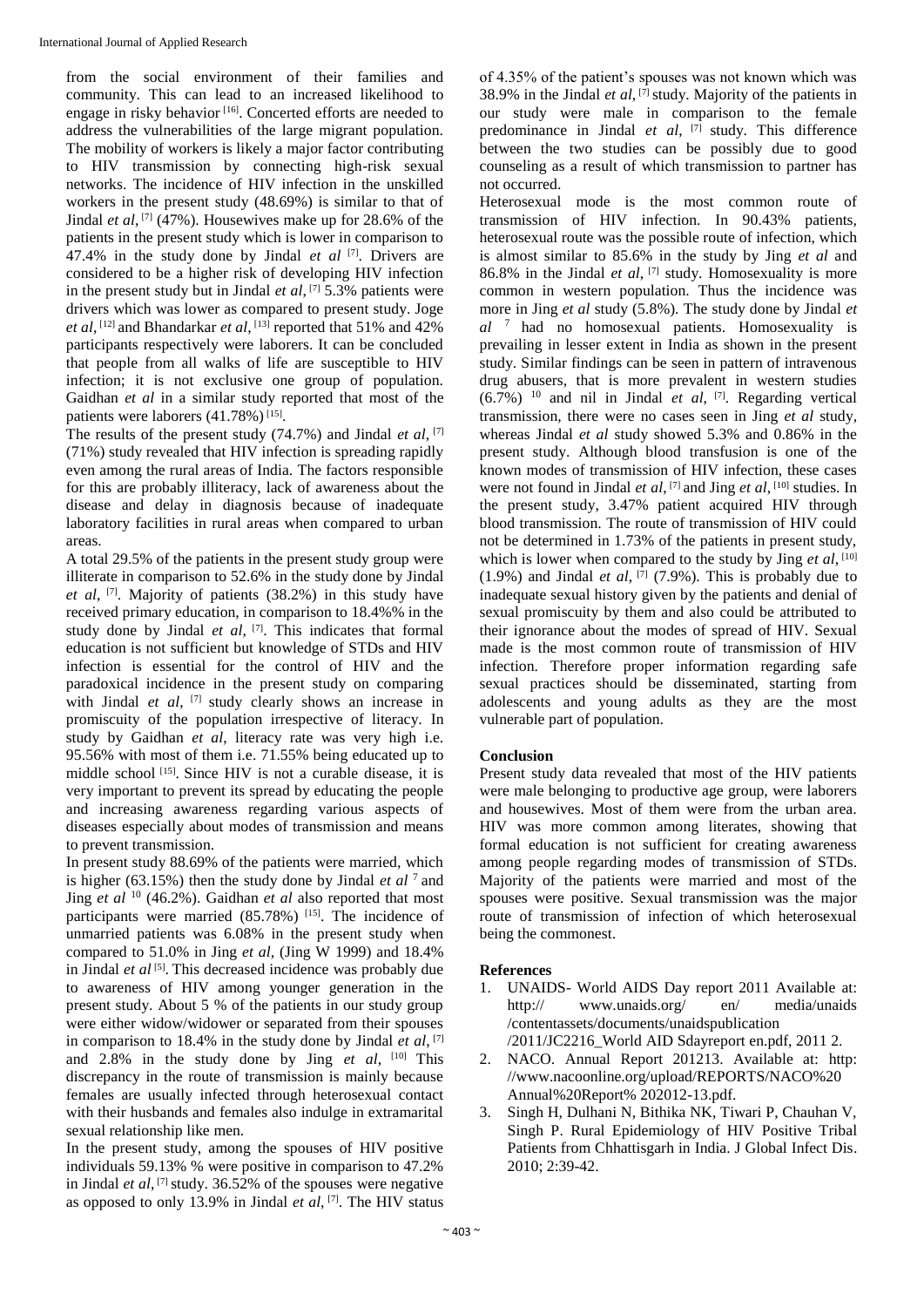from the social environment of their families and community. This can lead to an increased likelihood to engage in risky behavior [16]. Concerted efforts are needed to address the vulnerabilities of the large migrant population. The mobility of workers is likely a major factor contributing to HIV transmission by connecting high-risk sexual networks. The incidence of HIV infection in the unskilled workers in the present study (48.69%) is similar to that of Jindal *et al*, [7] (47%). Housewives make up for 28.6% of the patients in the present study which is lower in comparison to 47.4% in the study done by Jindal *et al* [7]. Drivers are considered to be a higher risk of developing HIV infection in the present study but in Jindal *et al*, [7] 5.3% patients were drivers which was lower as compared to present study. Joge *et al*, [12] and Bhandarkar *et al*, [13] reported that 51% and 42% participants respectively were laborers. It can be concluded that people from all walks of life are susceptible to HIV infection; it is not exclusive one group of population. Gaidhan *et al* in a similar study reported that most of the patients were laborers (41.78%) [15].

The results of the present study (74.7%) and Jindal *et al*, [7] (71%) study revealed that HIV infection is spreading rapidly even among the rural areas of India. The factors responsible for this are probably illiteracy, lack of awareness about the disease and delay in diagnosis because of inadequate laboratory facilities in rural areas when compared to urban areas.

A total 29.5% of the patients in the present study group were illiterate in comparison to 52.6% in the study done by Jindal *et al*, [7]. Majority of patients (38.2%) in this study have received primary education, in comparison to 18.4%% in the study done by Jindal *et al*, [7]. This indicates that formal education is not sufficient but knowledge of STDs and HIV infection is essential for the control of HIV and the paradoxical incidence in the present study on comparing with Jindal *et al*, [7] study clearly shows an increase in promiscuity of the population irrespective of literacy. In study by Gaidhan *et al*, literacy rate was very high i.e. 95.56% with most of them i.e. 71.55% being educated up to middle school [15]. Since HIV is not a curable disease, it is very important to prevent its spread by educating the people and increasing awareness regarding various aspects of diseases especially about modes of transmission and means to prevent transmission.

In present study 88.69% of the patients were married, which is higher (63.15%) then the study done by Jindal *et al* [7] and Jing *et al* [10] (46.2%). Gaidhan *et al* also reported that most participants were married (85.78%) [15]. The incidence of unmarried patients was 6.08% in the present study when compared to 51.0% in Jing *et al*, (Jing W 1999) and 18.4% in Jindal *et al* [5]. This decreased incidence was probably due to awareness of HIV among younger generation in the present study. About 5 % of the patients in our study group were either widow/widower or separated from their spouses in comparison to 18.4% in the study done by Jindal *et al*, [7] and 2.8% in the study done by Jing *et al*, [10] This discrepancy in the route of transmission is mainly because females are usually infected through heterosexual contact with their husbands and females also indulge in extramarital sexual relationship like men.

In the present study, among the spouses of HIV positive individuals 59.13% % were positive in comparison to 47.2% in Jindal *et al*, [7] study. 36.52% of the spouses were negative as opposed to only 13.9% in Jindal *et al*, [7]. The HIV status of 4.35% of the patient's spouses was not known which was 38.9% in the Jindal *et al*, [7] study. Majority of the patients in our study were male in comparison to the female predominance in Jindal *et al*, [7] study. This difference between the two studies can be possibly due to good counseling as a result of which transmission to partner has not occurred.

Heterosexual mode is the most common route of transmission of HIV infection. In 90.43% patients, heterosexual route was the possible route of infection, which is almost similar to 85.6% in the study by Jing *et al* and 86.8% in the Jindal *et al*, [7] study. Homosexuality is more common in western population. Thus the incidence was more in Jing *et al* study (5.8%). The study done by Jindal *et al* [7] had no homosexual patients. Homosexuality is prevailing in lesser extent in India as shown in the present study. Similar findings can be seen in pattern of intravenous drug abusers, that is more prevalent in western studies (6.7%) [10] and nil in Jindal *et al*, [7]. Regarding vertical transmission, there were no cases seen in Jing *et al* study, whereas Jindal *et al* study showed 5.3% and 0.86% in the present study. Although blood transfusion is one of the known modes of transmission of HIV infection, these cases were not found in Jindal *et al*, [7] and Jing *et al*, [10] studies. In the present study, 3.47% patient acquired HIV through blood transmission. The route of transmission of HIV could not be determined in 1.73% of the patients in present study, which is lower when compared to the study by Jing *et al*, [10] (1.9%) and Jindal *et al*, [7] (7.9%). This is probably due to inadequate sexual history given by the patients and denial of sexual promiscuity by them and also could be attributed to their ignorance about the modes of spread of HIV. Sexual made is the most common route of transmission of HIV infection. Therefore proper information regarding safe sexual practices should be disseminated, starting from adolescents and young adults as they are the most vulnerable part of population.

## Conclusion

Present study data revealed that most of the HIV patients were male belonging to productive age group, were laborers and housewives. Most of them were from the urban area. HIV was more common among literates, showing that formal education is not sufficient for creating awareness among people regarding modes of transmission of STDs. Majority of the patients were married and most of the spouses were positive. Sexual transmission was the major route of transmission of infection of which heterosexual being the commonest.

## References

1. UNAIDS- World AIDS Day report 2011 Available at: http:// www.unaids.org/ en/ media/unaids /contentassets/documents/unaidspublication /2011/JC2216_World AID Sdayreport en.pdf, 2011 2.
2. NACO. Annual Report 201213. Available at: http: //www.nacoonline.org/upload/REPORTS/NACO%20 Annual%20Report% 202012-13.pdf.
3. Singh H, Dulhani N, Bithika NK, Tiwari P, Chauhan V, Singh P. Rural Epidemiology of HIV Positive Tribal Patients from Chhattisgarh in India. J Global Infect Dis. 2010; 2:39-42.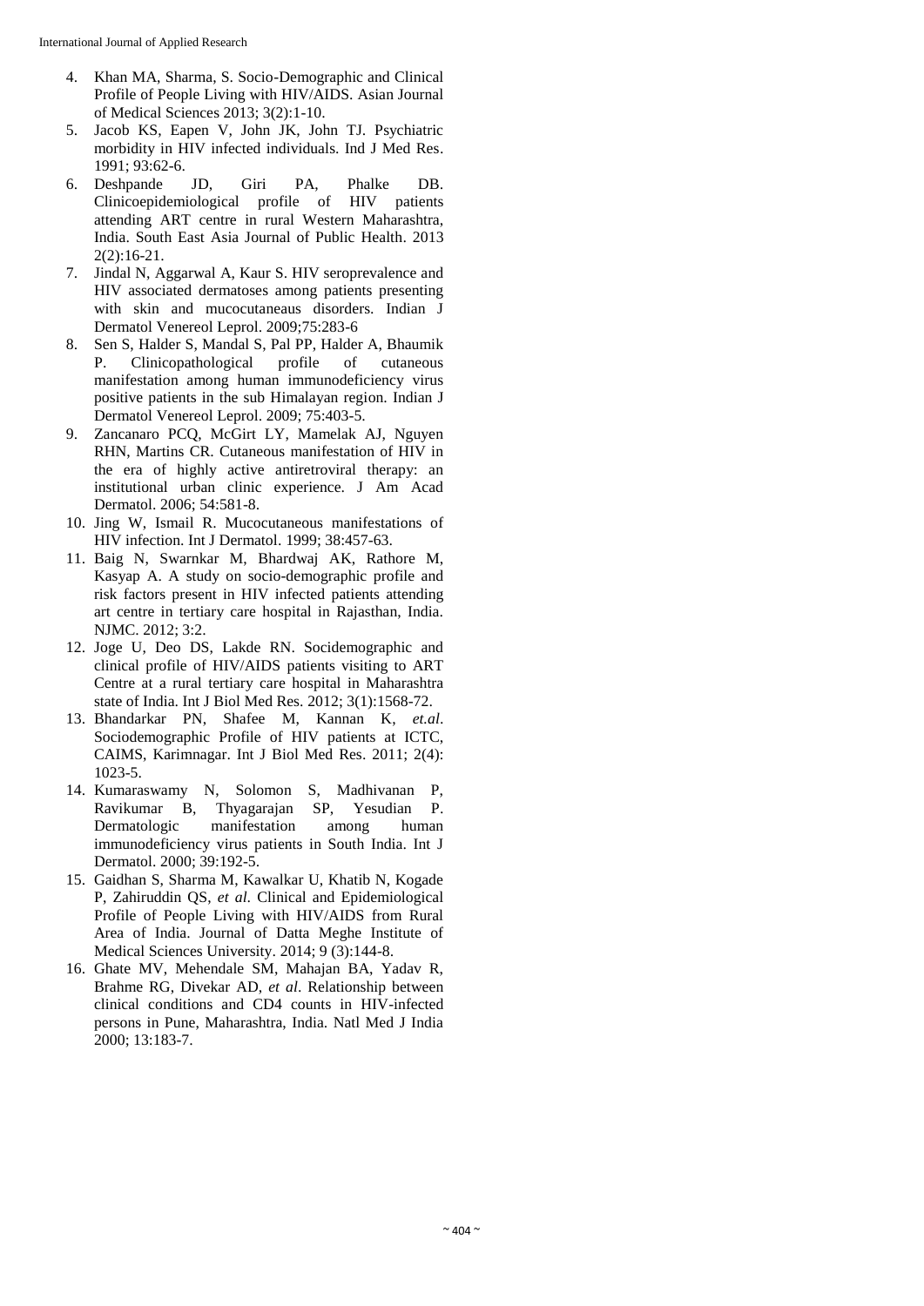4. Khan MA, Sharma, S. Socio-Demographic and Clinical Profile of People Living with HIV/AIDS. Asian Journal of Medical Sciences 2013; 3(2):1-10.
5. Jacob KS, Eapen V, John JK, John TJ. Psychiatric morbidity in HIV infected individuals. Ind J Med Res. 1991; 93:62-6.
6. Deshpande JD, Giri PA, Phalke DB. Clinicoepidemiological profile of HIV patients attending ART centre in rural Western Maharashtra, India. South East Asia Journal of Public Health. 2013 2(2):16-21.
7. Jindal N, Aggarwal A, Kaur S. HIV seroprevalence and HIV associated dermatoses among patients presenting with skin and mucocutaneaus disorders. Indian J Dermatol Venereol Leprol. 2009;75:283-6
8. Sen S, Halder S, Mandal S, Pal PP, Halder A, Bhaumik P. Clinicopathological profile of cutaneous manifestation among human immunodeficiency virus positive patients in the sub Himalayan region. Indian J Dermatol Venereol Leprol. 2009; 75:403-5.
9. Zancanaro PCQ, McGirt LY, Mamelak AJ, Nguyen RHN, Martins CR. Cutaneous manifestation of HIV in the era of highly active antiretroviral therapy: an institutional urban clinic experience. J Am Acad Dermatol. 2006; 54:581-8.
10. Jing W, Ismail R. Mucocutaneous manifestations of HIV infection. Int J Dermatol. 1999; 38:457-63.
11. Baig N, Swarnkar M, Bhardwaj AK, Rathore M, Kasyap A. A study on socio-demographic profile and risk factors present in HIV infected patients attending art centre in tertiary care hospital in Rajasthan, India. NJMC. 2012; 3:2.
12. Joge U, Deo DS, Lakde RN. Socidemographic and clinical profile of HIV/AIDS patients visiting to ART Centre at a rural tertiary care hospital in Maharashtra state of India. Int J Biol Med Res. 2012; 3(1):1568-72.
13. Bhandarkar PN, Shafee M, Kannan K, *et.al*. Sociodemographic Profile of HIV patients at ICTC, CAIMS, Karimnagar. Int J Biol Med Res. 2011; 2(4): 1023-5.
14. Kumaraswamy N, Solomon S, Madhivanan P, Ravikumar B, Thyagarajan SP, Yesudian P. Dermatologic manifestation among human immunodeficiency virus patients in South India. Int J Dermatol. 2000; 39:192-5.
15. Gaidhan S, Sharma M, Kawalkar U, Khatib N, Kogade P, Zahiruddin QS, *et al.* Clinical and Epidemiological Profile of People Living with HIV/AIDS from Rural Area of India. Journal of Datta Meghe Institute of Medical Sciences University. 2014; 9 (3):144-8.
16. Ghate MV, Mehendale SM, Mahajan BA, Yadav R, Brahme RG, Divekar AD, *et al*. Relationship between clinical conditions and CD4 counts in HIV-infected persons in Pune, Maharashtra, India. Natl Med J India 2000; 13:183-7.